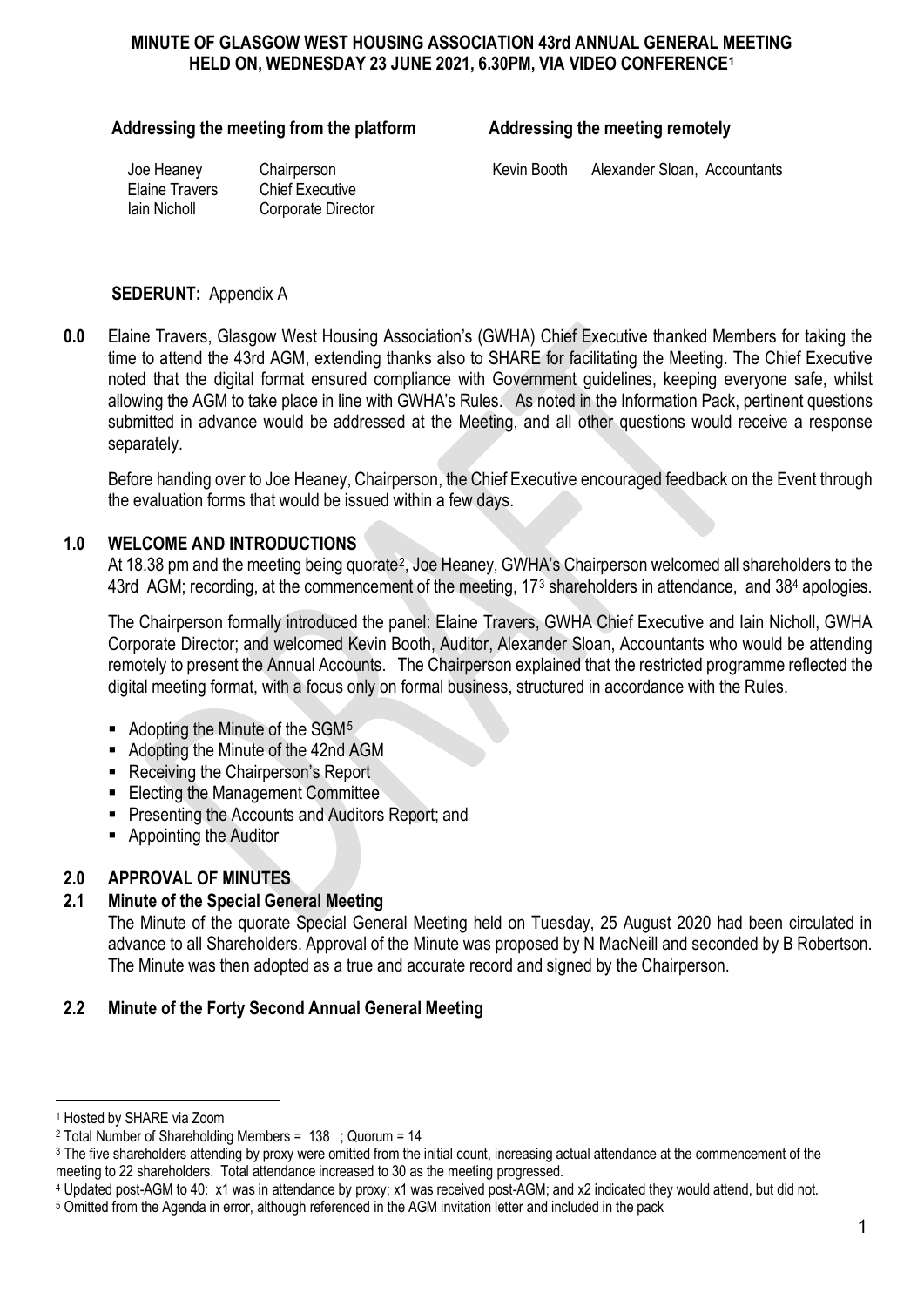# MINUTE OF GLASGOW WEST HOUSING ASSOCIATION 43rd ANNUAL GENERAL MEETING HELD ON, WEDNESDAY 23 JUNE 2021, 6.30PM, VIA VIDEO CONFERENCE[1]

**Addressing the meeting from the platform**

| | |
|---|---|
| Joe Heaney | Chairperson |
| Elaine Travers | Chief Executive |
| Iain Nicholl | Corporate Director |

**Addressing the meeting remotely**

| | |
|---|---|
| Kevin Booth | Alexander Sloan, Accountants |

**SEDERUNT:** Appendix A

**0.0** Elaine Travers, Glasgow West Housing Association's (GWHA) Chief Executive thanked Members for taking the time to attend the 43rd AGM, extending thanks also to SHARE for facilitating the Meeting. The Chief Executive noted that the digital format ensured compliance with Government guidelines, keeping everyone safe, whilst allowing the AGM to take place in line with GWHA's Rules. As noted in the Information Pack, pertinent questions submitted in advance would be addressed at the Meeting, and all other questions would receive a response separately.

Before handing over to Joe Heaney, Chairperson, the Chief Executive encouraged feedback on the Event through the evaluation forms that would be issued within a few days.

## 1.0 WELCOME AND INTRODUCTIONS

At 18.38 pm and the meeting being quorate[2], Joe Heaney, GWHA's Chairperson welcomed all shareholders to the 43rd AGM; recording, at the commencement of the meeting, 17[3] shareholders in attendance, and 38[4] apologies.

The Chairperson formally introduced the panel: Elaine Travers, GWHA Chief Executive and Iain Nicholl, GWHA Corporate Director; and welcomed Kevin Booth, Auditor, Alexander Sloan, Accountants who would be attending remotely to present the Annual Accounts. The Chairperson explained that the restricted programme reflected the digital meeting format, with a focus only on formal business, structured in accordance with the Rules.

- Adopting the Minute of the SGM[5]
- Adopting the Minute of the 42nd AGM
- Receiving the Chairperson's Report
- Electing the Management Committee
- Presenting the Accounts and Auditors Report; and
- Appointing the Auditor

## 2.0 APPROVAL OF MINUTES

### 2.1 Minute of the Special General Meeting

The Minute of the quorate Special General Meeting held on Tuesday, 25 August 2020 had been circulated in advance to all Shareholders. Approval of the Minute was proposed by N MacNeill and seconded by B Robertson. The Minute was then adopted as a true and accurate record and signed by the Chairperson.

### 2.2 Minute of the Forty Second Annual General Meeting

---

[1] Hosted by SHARE via Zoom

[2] Total Number of Shareholding Members = 138 ; Quorum = 14

[3] The five shareholders attending by proxy were omitted from the initial count, increasing actual attendance at the commencement of the meeting to 22 shareholders. Total attendance increased to 30 as the meeting progressed.

[4] Updated post-AGM to 40: x1 was in attendance by proxy; x1 was received post-AGM; and x2 indicated they would attend, but did not.

[5] Omitted from the Agenda in error, although referenced in the AGM invitation letter and included in the pack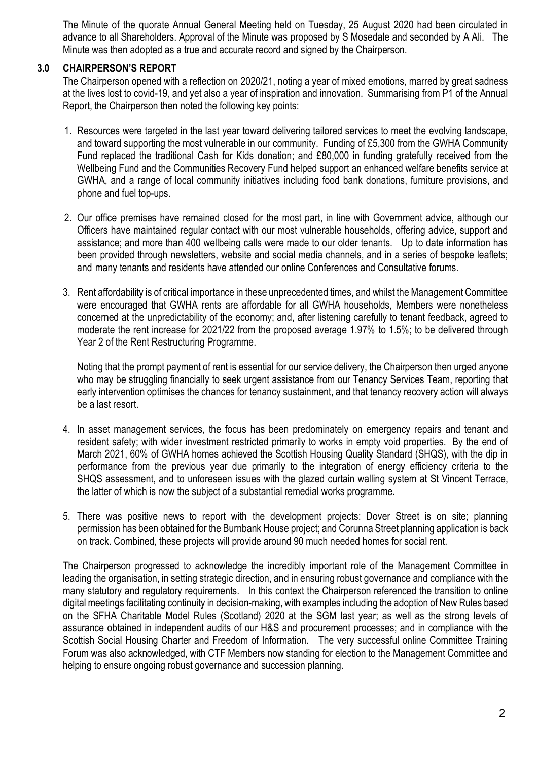The Minute of the quorate Annual General Meeting held on Tuesday, 25 August 2020 had been circulated in advance to all Shareholders. Approval of the Minute was proposed by S Mosedale and seconded by A Ali. The Minute was then adopted as a true and accurate record and signed by the Chairperson.

## 3.0 CHAIRPERSON'S REPORT

The Chairperson opened with a reflection on 2020/21, noting a year of mixed emotions, marred by great sadness at the lives lost to covid-19, and yet also a year of inspiration and innovation. Summarising from P1 of the Annual Report, the Chairperson then noted the following key points:

1. Resources were targeted in the last year toward delivering tailored services to meet the evolving landscape, and toward supporting the most vulnerable in our community. Funding of £5,300 from the GWHA Community Fund replaced the traditional Cash for Kids donation; and £80,000 in funding gratefully received from the Wellbeing Fund and the Communities Recovery Fund helped support an enhanced welfare benefits service at GWHA, and a range of local community initiatives including food bank donations, furniture provisions, and phone and fuel top-ups.

2. Our office premises have remained closed for the most part, in line with Government advice, although our Officers have maintained regular contact with our most vulnerable households, offering advice, support and assistance; and more than 400 wellbeing calls were made to our older tenants. Up to date information has been provided through newsletters, website and social media channels, and in a series of bespoke leaflets; and many tenants and residents have attended our online Conferences and Consultative forums.

3. Rent affordability is of critical importance in these unprecedented times, and whilst the Management Committee were encouraged that GWHA rents are affordable for all GWHA households, Members were nonetheless concerned at the unpredictability of the economy; and, after listening carefully to tenant feedback, agreed to moderate the rent increase for 2021/22 from the proposed average 1.97% to 1.5%; to be delivered through Year 2 of the Rent Restructuring Programme.

   Noting that the prompt payment of rent is essential for our service delivery, the Chairperson then urged anyone who may be struggling financially to seek urgent assistance from our Tenancy Services Team, reporting that early intervention optimises the chances for tenancy sustainment, and that tenancy recovery action will always be a last resort.

4. In asset management services, the focus has been predominately on emergency repairs and tenant and resident safety; with wider investment restricted primarily to works in empty void properties. By the end of March 2021, 60% of GWHA homes achieved the Scottish Housing Quality Standard (SHQS), with the dip in performance from the previous year due primarily to the integration of energy efficiency criteria to the SHQS assessment, and to unforeseen issues with the glazed curtain walling system at St Vincent Terrace, the latter of which is now the subject of a substantial remedial works programme.

5. There was positive news to report with the development projects: Dover Street is on site; planning permission has been obtained for the Burnbank House project; and Corunna Street planning application is back on track. Combined, these projects will provide around 90 much needed homes for social rent.

The Chairperson progressed to acknowledge the incredibly important role of the Management Committee in leading the organisation, in setting strategic direction, and in ensuring robust governance and compliance with the many statutory and regulatory requirements. In this context the Chairperson referenced the transition to online digital meetings facilitating continuity in decision-making, with examples including the adoption of New Rules based on the SFHA Charitable Model Rules (Scotland) 2020 at the SGM last year; as well as the strong levels of assurance obtained in independent audits of our H&S and procurement processes; and in compliance with the Scottish Social Housing Charter and Freedom of Information. The very successful online Committee Training Forum was also acknowledged, with CTF Members now standing for election to the Management Committee and helping to ensure ongoing robust governance and succession planning.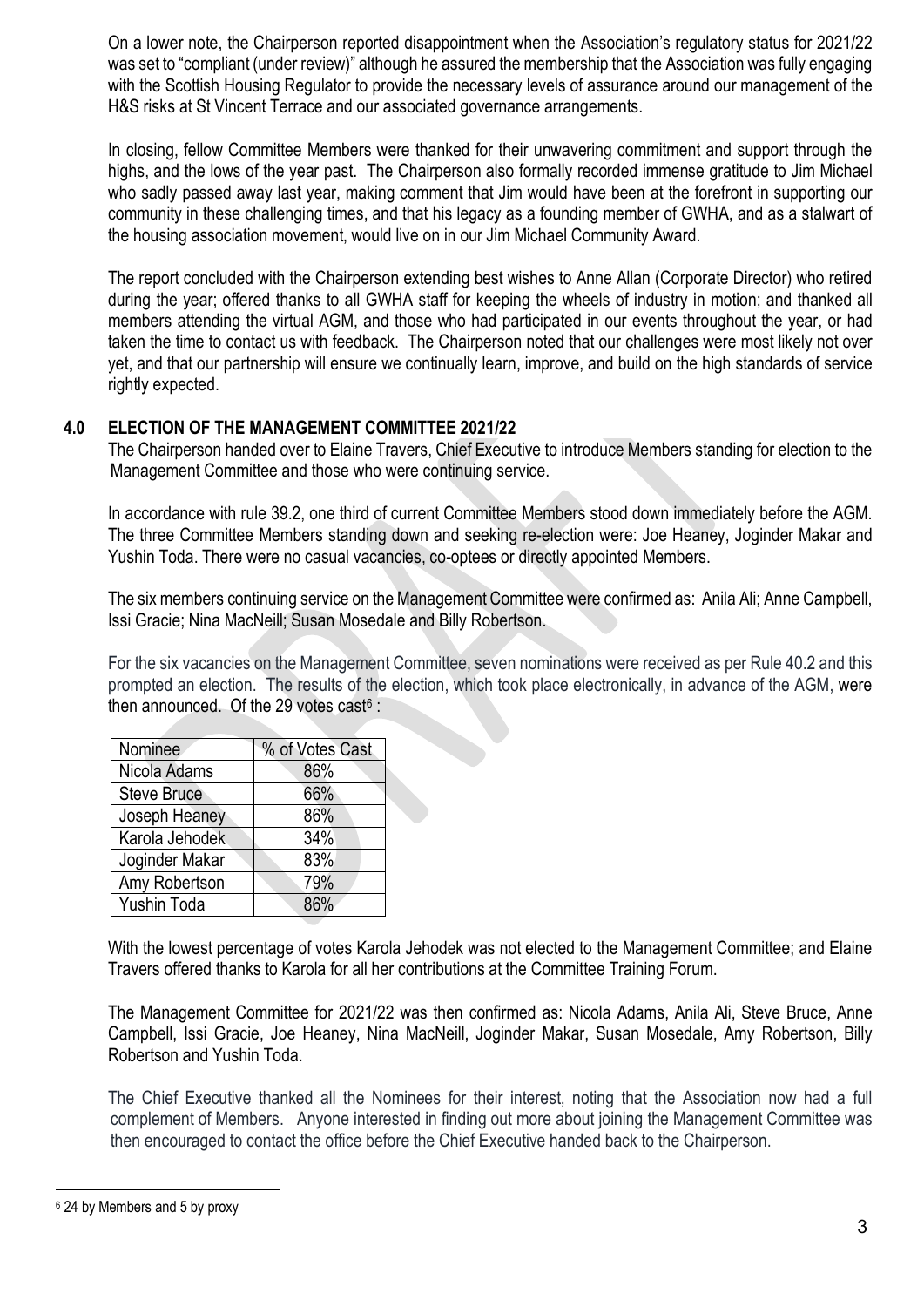On a lower note, the Chairperson reported disappointment when the Association's regulatory status for 2021/22 was set to "compliant (under review)" although he assured the membership that the Association was fully engaging with the Scottish Housing Regulator to provide the necessary levels of assurance around our management of the H&S risks at St Vincent Terrace and our associated governance arrangements.

In closing, fellow Committee Members were thanked for their unwavering commitment and support through the highs, and the lows of the year past. The Chairperson also formally recorded immense gratitude to Jim Michael who sadly passed away last year, making comment that Jim would have been at the forefront in supporting our community in these challenging times, and that his legacy as a founding member of GWHA, and as a stalwart of the housing association movement, would live on in our Jim Michael Community Award.

The report concluded with the Chairperson extending best wishes to Anne Allan (Corporate Director) who retired during the year; offered thanks to all GWHA staff for keeping the wheels of industry in motion; and thanked all members attending the virtual AGM, and those who had participated in our events throughout the year, or had taken the time to contact us with feedback. The Chairperson noted that our challenges were most likely not over yet, and that our partnership will ensure we continually learn, improve, and build on the high standards of service rightly expected.

## 4.0 ELECTION OF THE MANAGEMENT COMMITTEE 2021/22

The Chairperson handed over to Elaine Travers, Chief Executive to introduce Members standing for election to the Management Committee and those who were continuing service.

In accordance with rule 39.2, one third of current Committee Members stood down immediately before the AGM. The three Committee Members standing down and seeking re-election were: Joe Heaney, Joginder Makar and Yushin Toda. There were no casual vacancies, co-optees or directly appointed Members.

The six members continuing service on the Management Committee were confirmed as: Anila Ali; Anne Campbell, Issi Gracie; Nina MacNeill; Susan Mosedale and Billy Robertson.

For the six vacancies on the Management Committee, seven nominations were received as per Rule 40.2 and this prompted an election. The results of the election, which took place electronically, in advance of the AGM, were then announced. Of the 29 votes cast[6] :

| Nominee | % of Votes Cast |
|---|---|
| Nicola Adams | 86% |
| Steve Bruce | 66% |
| Joseph Heaney | 86% |
| Karola Jehodek | 34% |
| Joginder Makar | 83% |
| Amy Robertson | 79% |
| Yushin Toda | 86% |

With the lowest percentage of votes Karola Jehodek was not elected to the Management Committee; and Elaine Travers offered thanks to Karola for all her contributions at the Committee Training Forum.

The Management Committee for 2021/22 was then confirmed as: Nicola Adams, Anila Ali, Steve Bruce, Anne Campbell, Issi Gracie, Joe Heaney, Nina MacNeill, Joginder Makar, Susan Mosedale, Amy Robertson, Billy Robertson and Yushin Toda.

The Chief Executive thanked all the Nominees for their interest, noting that the Association now had a full complement of Members. Anyone interested in finding out more about joining the Management Committee was then encouraged to contact the office before the Chief Executive handed back to the Chairperson.

[6] 24 by Members and 5 by proxy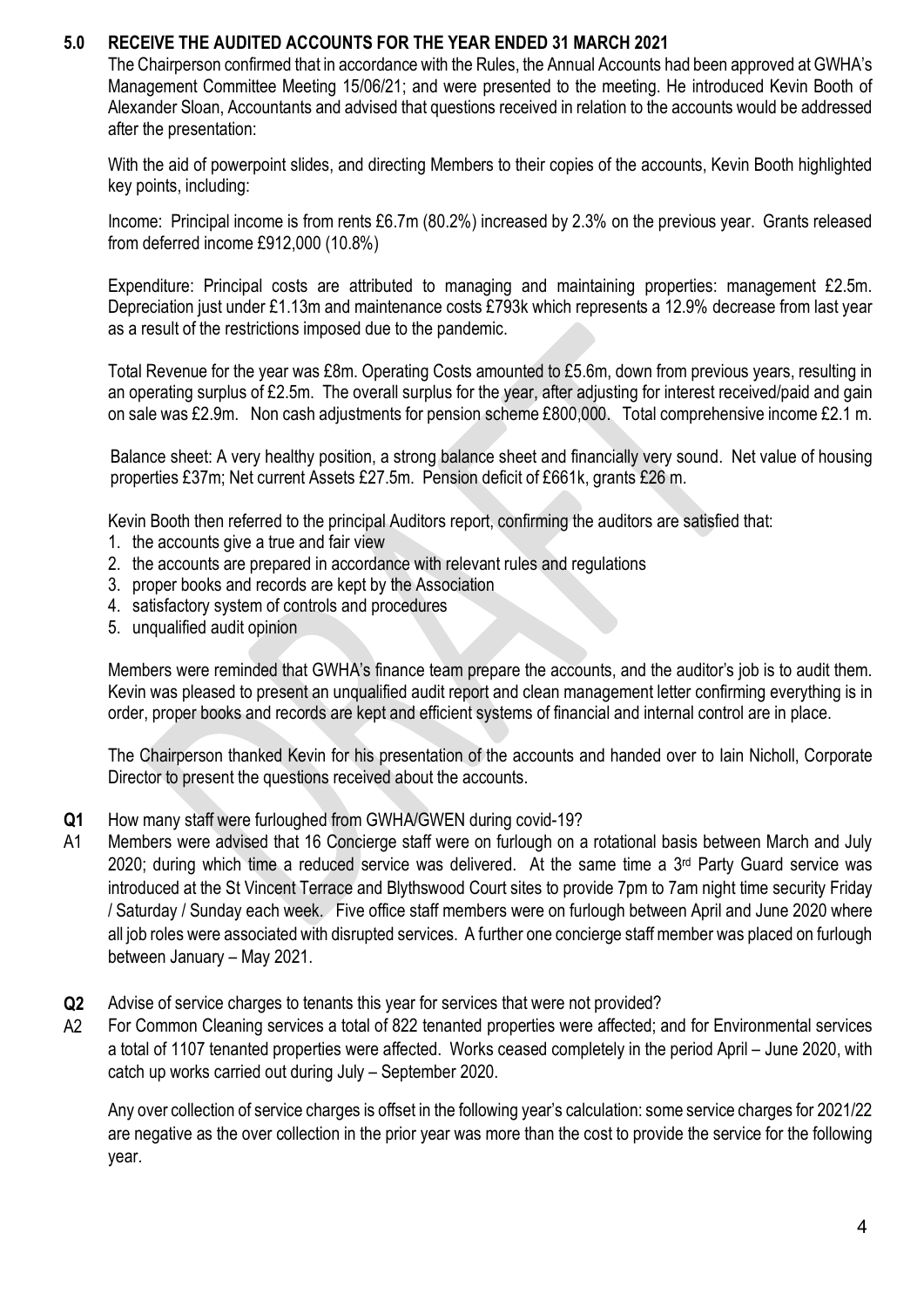## 5.0 RECEIVE THE AUDITED ACCOUNTS FOR THE YEAR ENDED 31 MARCH 2021

The Chairperson confirmed that in accordance with the Rules, the Annual Accounts had been approved at GWHA's Management Committee Meeting 15/06/21; and were presented to the meeting. He introduced Kevin Booth of Alexander Sloan, Accountants and advised that questions received in relation to the accounts would be addressed after the presentation:

With the aid of powerpoint slides, and directing Members to their copies of the accounts, Kevin Booth highlighted key points, including:

Income: Principal income is from rents £6.7m (80.2%) increased by 2.3% on the previous year. Grants released from deferred income £912,000 (10.8%)

Expenditure: Principal costs are attributed to managing and maintaining properties: management £2.5m. Depreciation just under £1.13m and maintenance costs £793k which represents a 12.9% decrease from last year as a result of the restrictions imposed due to the pandemic.

Total Revenue for the year was £8m. Operating Costs amounted to £5.6m, down from previous years, resulting in an operating surplus of £2.5m. The overall surplus for the year, after adjusting for interest received/paid and gain on sale was £2.9m. Non cash adjustments for pension scheme £800,000. Total comprehensive income £2.1 m.

Balance sheet: A very healthy position, a strong balance sheet and financially very sound. Net value of housing properties £37m; Net current Assets £27.5m. Pension deficit of £661k, grants £26 m.

Kevin Booth then referred to the principal Auditors report, confirming the auditors are satisfied that:

1. the accounts give a true and fair view
2. the accounts are prepared in accordance with relevant rules and regulations
3. proper books and records are kept by the Association
4. satisfactory system of controls and procedures
5. unqualified audit opinion

Members were reminded that GWHA's finance team prepare the accounts, and the auditor's job is to audit them. Kevin was pleased to present an unqualified audit report and clean management letter confirming everything is in order, proper books and records are kept and efficient systems of financial and internal control are in place.

The Chairperson thanked Kevin for his presentation of the accounts and handed over to Iain Nicholl, Corporate Director to present the questions received about the accounts.

**Q1** How many staff were furloughed from GWHA/GWEN during covid-19?

A1 Members were advised that 16 Concierge staff were on furlough on a rotational basis between March and July 2020; during which time a reduced service was delivered. At the same time a 3rd Party Guard service was introduced at the St Vincent Terrace and Blythswood Court sites to provide 7pm to 7am night time security Friday / Saturday / Sunday each week. Five office staff members were on furlough between April and June 2020 where all job roles were associated with disrupted services. A further one concierge staff member was placed on furlough between January – May 2021.

**Q2** Advise of service charges to tenants this year for services that were not provided?

A2 For Common Cleaning services a total of 822 tenanted properties were affected; and for Environmental services a total of 1107 tenanted properties were affected. Works ceased completely in the period April – June 2020, with catch up works carried out during July – September 2020.

Any over collection of service charges is offset in the following year's calculation: some service charges for 2021/22 are negative as the over collection in the prior year was more than the cost to provide the service for the following year.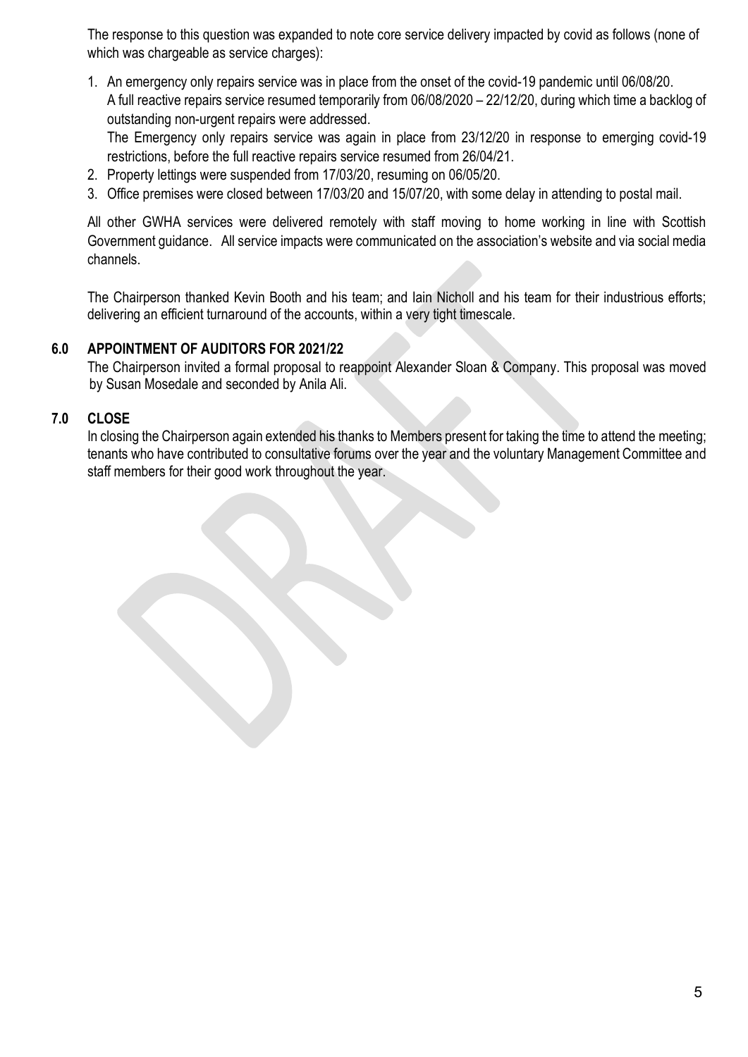The response to this question was expanded to note core service delivery impacted by covid as follows (none of which was chargeable as service charges):

1. An emergency only repairs service was in place from the onset of the covid-19 pandemic until 06/08/20.
   A full reactive repairs service resumed temporarily from 06/08/2020 – 22/12/20, during which time a backlog of outstanding non-urgent repairs were addressed.
   The Emergency only repairs service was again in place from 23/12/20 in response to emerging covid-19 restrictions, before the full reactive repairs service resumed from 26/04/21.
2. Property lettings were suspended from 17/03/20, resuming on 06/05/20.
3. Office premises were closed between 17/03/20 and 15/07/20, with some delay in attending to postal mail.

All other GWHA services were delivered remotely with staff moving to home working in line with Scottish Government guidance. All service impacts were communicated on the association's website and via social media channels.

The Chairperson thanked Kevin Booth and his team; and Iain Nicholl and his team for their industrious efforts; delivering an efficient turnaround of the accounts, within a very tight timescale.

## 6.0 APPOINTMENT OF AUDITORS FOR 2021/22

The Chairperson invited a formal proposal to reappoint Alexander Sloan & Company. This proposal was moved by Susan Mosedale and seconded by Anila Ali.

## 7.0 CLOSE

In closing the Chairperson again extended his thanks to Members present for taking the time to attend the meeting; tenants who have contributed to consultative forums over the year and the voluntary Management Committee and staff members for their good work throughout the year.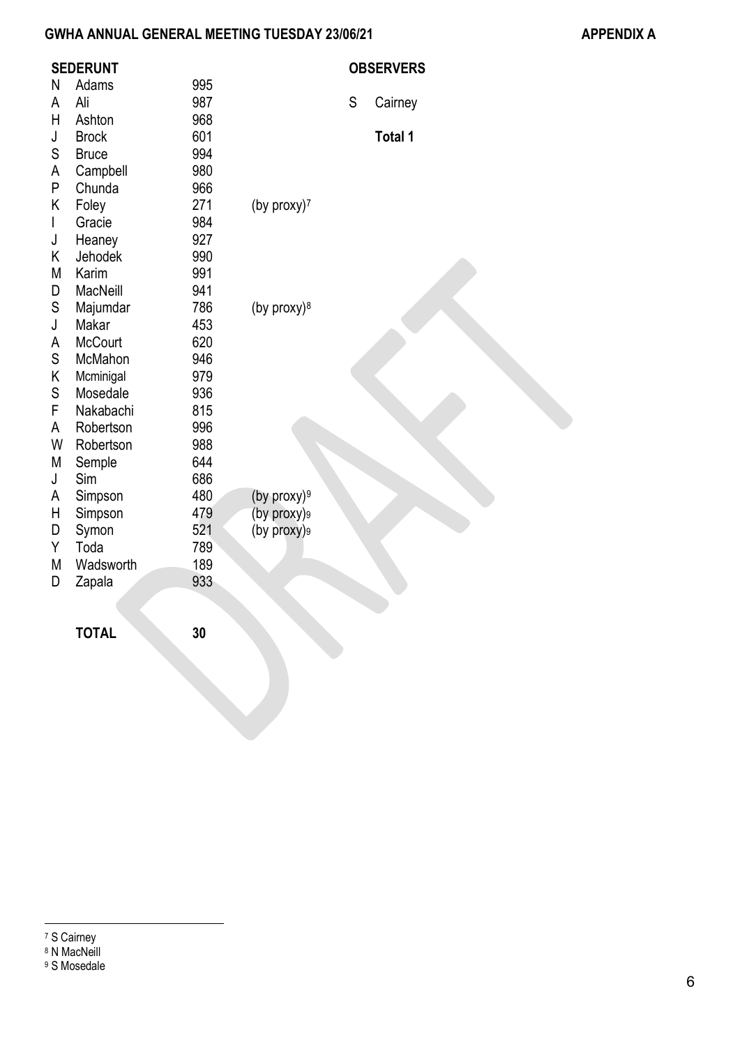**GWHA ANNUAL GENERAL MEETING TUESDAY 23/06/21** **APPENDIX A**

## SEDERUNT

| | | | |
|---|---|---|---|
| N | Adams | 995 | |
| A | Ali | 987 | |
| H | Ashton | 968 | |
| J | Brock | 601 | |
| S | Bruce | 994 | |
| A | Campbell | 980 | |
| P | Chunda | 966 | |
| K | Foley | 271 | (by proxy)[7] |
| I | Gracie | 984 | |
| J | Heaney | 927 | |
| K | Jehodek | 990 | |
| M | Karim | 991 | |
| D | MacNeill | 941 | |
| S | Majumdar | 786 | (by proxy)[8] |
| J | Makar | 453 | |
| A | McCourt | 620 | |
| S | McMahon | 946 | |
| K | Mcminigal | 979 | |
| S | Mosedale | 936 | |
| F | Nakabachi | 815 | |
| A | Robertson | 996 | |
| W | Robertson | 988 | |
| M | Semple | 644 | |
| J | Sim | 686 | |
| A | Simpson | 480 | (by proxy)[9] |
| H | Simpson | 479 | (by proxy)[9] |
| D | Symon | 521 | (by proxy)[9] |
| Y | Toda | 789 | |
| M | Wadsworth | 189 | |
| D | Zapala | 933 | |
| | **TOTAL** | **30** | |

## OBSERVERS

| | |
|---|---|
| S | Cairney |
| | **Total 1** |

---

[7] S Cairney
[8] N MacNeill
[9] S Mosedale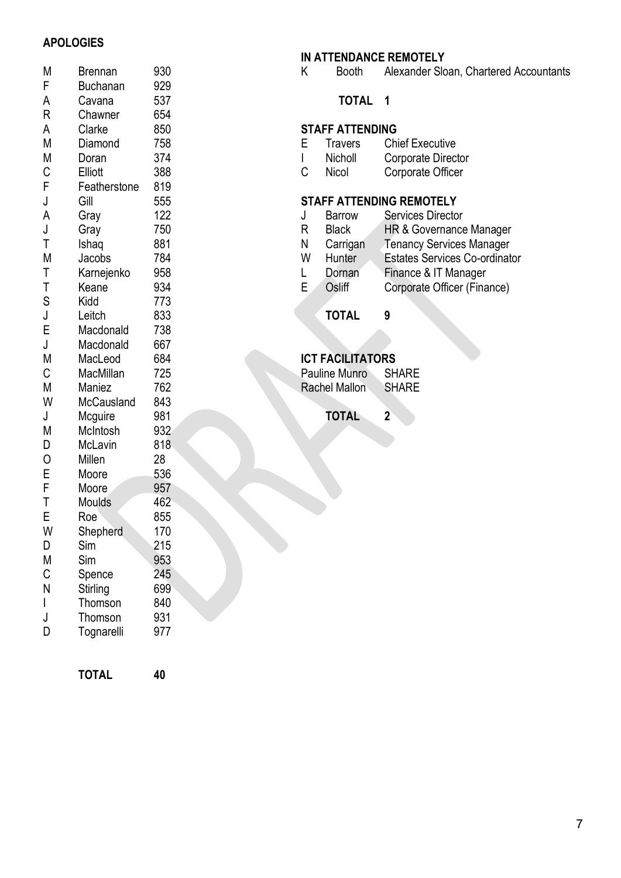**APOLOGIES**

| | | |
|---|---|---|
| M | Brennan | 930 |
| F | Buchanan | 929 |
| A | Cavana | 537 |
| R | Chawner | 654 |
| A | Clarke | 850 |
| M | Diamond | 758 |
| M | Doran | 374 |
| C | Elliott | 388 |
| F | Featherstone | 819 |
| J | Gill | 555 |
| A | Gray | 122 |
| J | Gray | 750 |
| T | Ishaq | 881 |
| M | Jacobs | 784 |
| T | Karnejenko | 958 |
| T | Keane | 934 |
| S | Kidd | 773 |
| J | Leitch | 833 |
| E | Macdonald | 738 |
| J | Macdonald | 667 |
| M | MacLeod | 684 |
| C | MacMillan | 725 |
| M | Maniez | 762 |
| W | McCausland | 843 |
| J | Mcguire | 981 |
| M | McIntosh | 932 |
| D | McLavin | 818 |
| O | Millen | 28 |
| E | Moore | 536 |
| F | Moore | 957 |
| T | Moulds | 462 |
| E | Roe | 855 |
| W | Shepherd | 170 |
| D | Sim | 215 |
| M | Sim | 953 |
| C | Spence | 245 |
| N | Stirling | 699 |
| I | Thomson | 840 |
| J | Thomson | 931 |
| D | Tognarelli | 977 |
| | **TOTAL** | **40** |

**IN ATTENDANCE REMOTELY**

| | | |
|---|---|---|
| K | Booth | Alexander Sloan, Chartered Accountants |
| | **TOTAL** | **1** |

**STAFF ATTENDING**

| | | |
|---|---|---|
| E | Travers | Chief Executive |
| I | Nicholl | Corporate Director |
| C | Nicol | Corporate Officer |

**STAFF ATTENDING REMOTELY**

| | | |
|---|---|---|
| J | Barrow | Services Director |
| R | Black | HR & Governance Manager |
| N | Carrigan | Tenancy Services Manager |
| W | Hunter | Estates Services Co-ordinator |
| L | Dornan | Finance & IT Manager |
| E | Osliff | Corporate Officer (Finance) |
| | **TOTAL** | **9** |

**ICT FACILITATORS**

| | |
|---|---|
| Pauline Munro | SHARE |
| Rachel Mallon | SHARE |
| **TOTAL** | **2** |